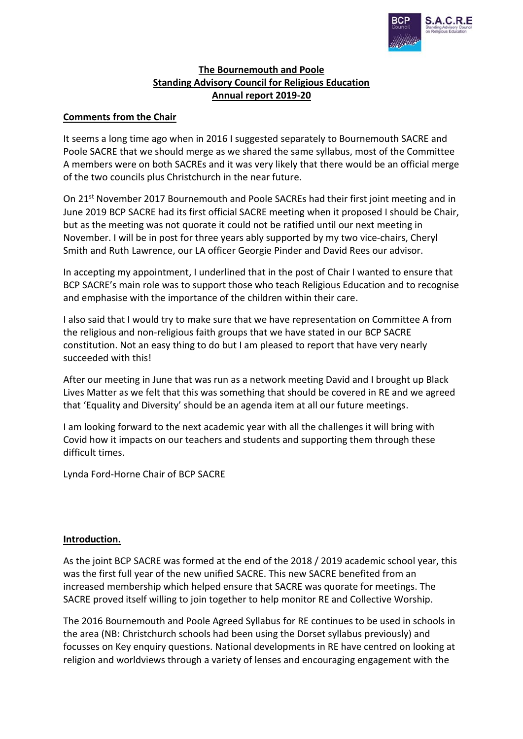**The Bournemouth and Poole**
**Standing Advisory Council for Religious Education**
**Annual report 2019-20**

## Comments from the Chair

It seems a long time ago when in 2016 I suggested separately to Bournemouth SACRE and Poole SACRE that we should merge as we shared the same syllabus, most of the Committee A members were on both SACREs and it was very likely that there would be an official merge of the two councils plus Christchurch in the near future.

On 21st November 2017 Bournemouth and Poole SACREs had their first joint meeting and in June 2019 BCP SACRE had its first official SACRE meeting when it proposed I should be Chair, but as the meeting was not quorate it could not be ratified until our next meeting in November. I will be in post for three years ably supported by my two vice-chairs, Cheryl Smith and Ruth Lawrence, our LA officer Georgie Pinder and David Rees our advisor.

In accepting my appointment, I underlined that in the post of Chair I wanted to ensure that BCP SACRE's main role was to support those who teach Religious Education and to recognise and emphasise with the importance of the children within their care.

I also said that I would try to make sure that we have representation on Committee A from the religious and non-religious faith groups that we have stated in our BCP SACRE constitution. Not an easy thing to do but I am pleased to report that have very nearly succeeded with this!

After our meeting in June that was run as a network meeting David and I brought up Black Lives Matter as we felt that this was something that should be covered in RE and we agreed that 'Equality and Diversity' should be an agenda item at all our future meetings.

I am looking forward to the next academic year with all the challenges it will bring with Covid how it impacts on our teachers and students and supporting them through these difficult times.

Lynda Ford-Horne Chair of BCP SACRE

## Introduction.

As the joint BCP SACRE was formed at the end of the 2018 / 2019 academic school year, this was the first full year of the new unified SACRE. This new SACRE benefited from an increased membership which helped ensure that SACRE was quorate for meetings. The SACRE proved itself willing to join together to help monitor RE and Collective Worship.

The 2016 Bournemouth and Poole Agreed Syllabus for RE continues to be used in schools in the area (NB: Christchurch schools had been using the Dorset syllabus previously) and focusses on Key enquiry questions. National developments in RE have centred on looking at religion and worldviews through a variety of lenses and encouraging engagement with the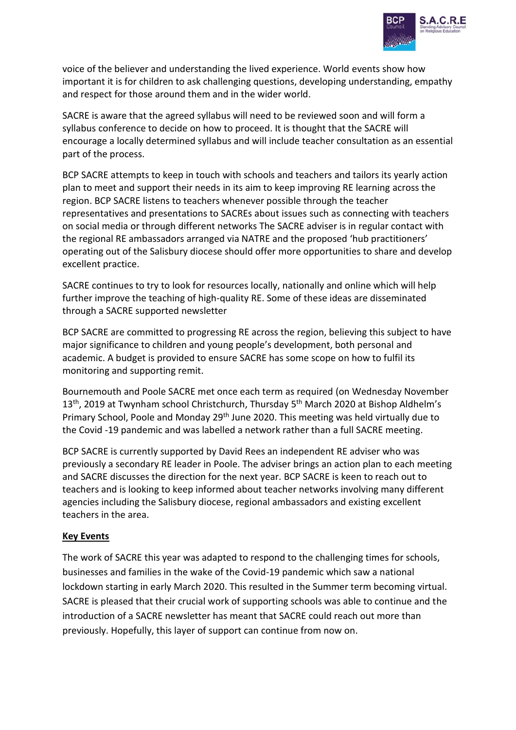voice of the believer and understanding the lived experience. World events show how important it is for children to ask challenging questions, developing understanding, empathy and respect for those around them and in the wider world.

SACRE is aware that the agreed syllabus will need to be reviewed soon and will form a syllabus conference to decide on how to proceed. It is thought that the SACRE will encourage a locally determined syllabus and will include teacher consultation as an essential part of the process.

BCP SACRE attempts to keep in touch with schools and teachers and tailors its yearly action plan to meet and support their needs in its aim to keep improving RE learning across the region. BCP SACRE listens to teachers whenever possible through the teacher representatives and presentations to SACREs about issues such as connecting with teachers on social media or through different networks The SACRE adviser is in regular contact with the regional RE ambassadors arranged via NATRE and the proposed 'hub practitioners' operating out of the Salisbury diocese should offer more opportunities to share and develop excellent practice.

SACRE continues to try to look for resources locally, nationally and online which will help further improve the teaching of high-quality RE. Some of these ideas are disseminated through a SACRE supported newsletter

BCP SACRE are committed to progressing RE across the region, believing this subject to have major significance to children and young people's development, both personal and academic. A budget is provided to ensure SACRE has some scope on how to fulfil its monitoring and supporting remit.

Bournemouth and Poole SACRE met once each term as required (on Wednesday November 13th, 2019 at Twynham school Christchurch, Thursday 5th March 2020 at Bishop Aldhelm's Primary School, Poole and Monday 29th June 2020. This meeting was held virtually due to the Covid -19 pandemic and was labelled a network rather than a full SACRE meeting.

BCP SACRE is currently supported by David Rees an independent RE adviser who was previously a secondary RE leader in Poole. The adviser brings an action plan to each meeting and SACRE discusses the direction for the next year. BCP SACRE is keen to reach out to teachers and is looking to keep informed about teacher networks involving many different agencies including the Salisbury diocese, regional ambassadors and existing excellent teachers in the area.

**Key Events**

The work of SACRE this year was adapted to respond to the challenging times for schools, businesses and families in the wake of the Covid-19 pandemic which saw a national lockdown starting in early March 2020. This resulted in the Summer term becoming virtual. SACRE is pleased that their crucial work of supporting schools was able to continue and the introduction of a SACRE newsletter has meant that SACRE could reach out more than previously. Hopefully, this layer of support can continue from now on.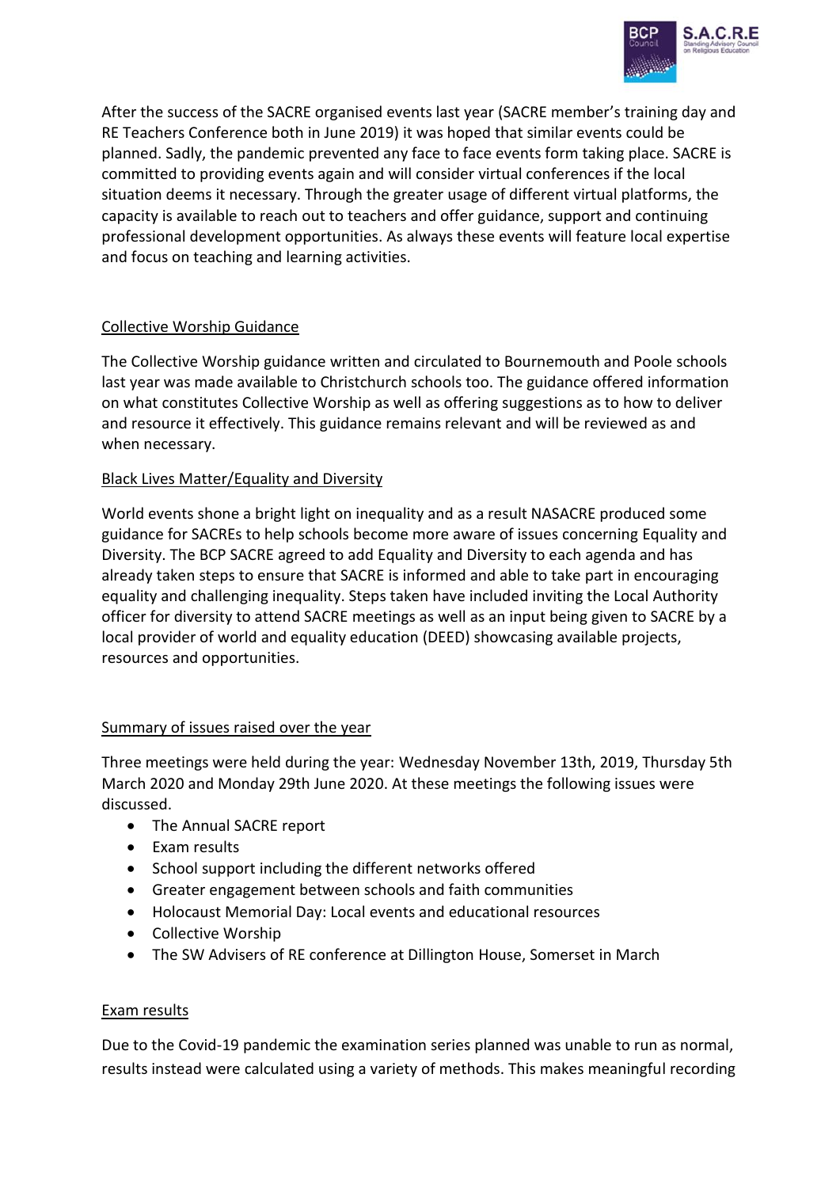After the success of the SACRE organised events last year (SACRE member's training day and RE Teachers Conference both in June 2019) it was hoped that similar events could be planned. Sadly, the pandemic prevented any face to face events form taking place. SACRE is committed to providing events again and will consider virtual conferences if the local situation deems it necessary. Through the greater usage of different virtual platforms, the capacity is available to reach out to teachers and offer guidance, support and continuing professional development opportunities. As always these events will feature local expertise and focus on teaching and learning activities.

## Collective Worship Guidance

The Collective Worship guidance written and circulated to Bournemouth and Poole schools last year was made available to Christchurch schools too. The guidance offered information on what constitutes Collective Worship as well as offering suggestions as to how to deliver and resource it effectively. This guidance remains relevant and will be reviewed as and when necessary.

## Black Lives Matter/Equality and Diversity

World events shone a bright light on inequality and as a result NASACRE produced some guidance for SACREs to help schools become more aware of issues concerning Equality and Diversity. The BCP SACRE agreed to add Equality and Diversity to each agenda and has already taken steps to ensure that SACRE is informed and able to take part in encouraging equality and challenging inequality. Steps taken have included inviting the Local Authority officer for diversity to attend SACRE meetings as well as an input being given to SACRE by a local provider of world and equality education (DEED) showcasing available projects, resources and opportunities.

## Summary of issues raised over the year

Three meetings were held during the year: Wednesday November 13th, 2019, Thursday 5th March 2020 and Monday 29th June 2020. At these meetings the following issues were discussed.

- The Annual SACRE report
- Exam results
- School support including the different networks offered
- Greater engagement between schools and faith communities
- Holocaust Memorial Day: Local events and educational resources
- Collective Worship
- The SW Advisers of RE conference at Dillington House, Somerset in March

## Exam results

Due to the Covid-19 pandemic the examination series planned was unable to run as normal, results instead were calculated using a variety of methods. This makes meaningful recording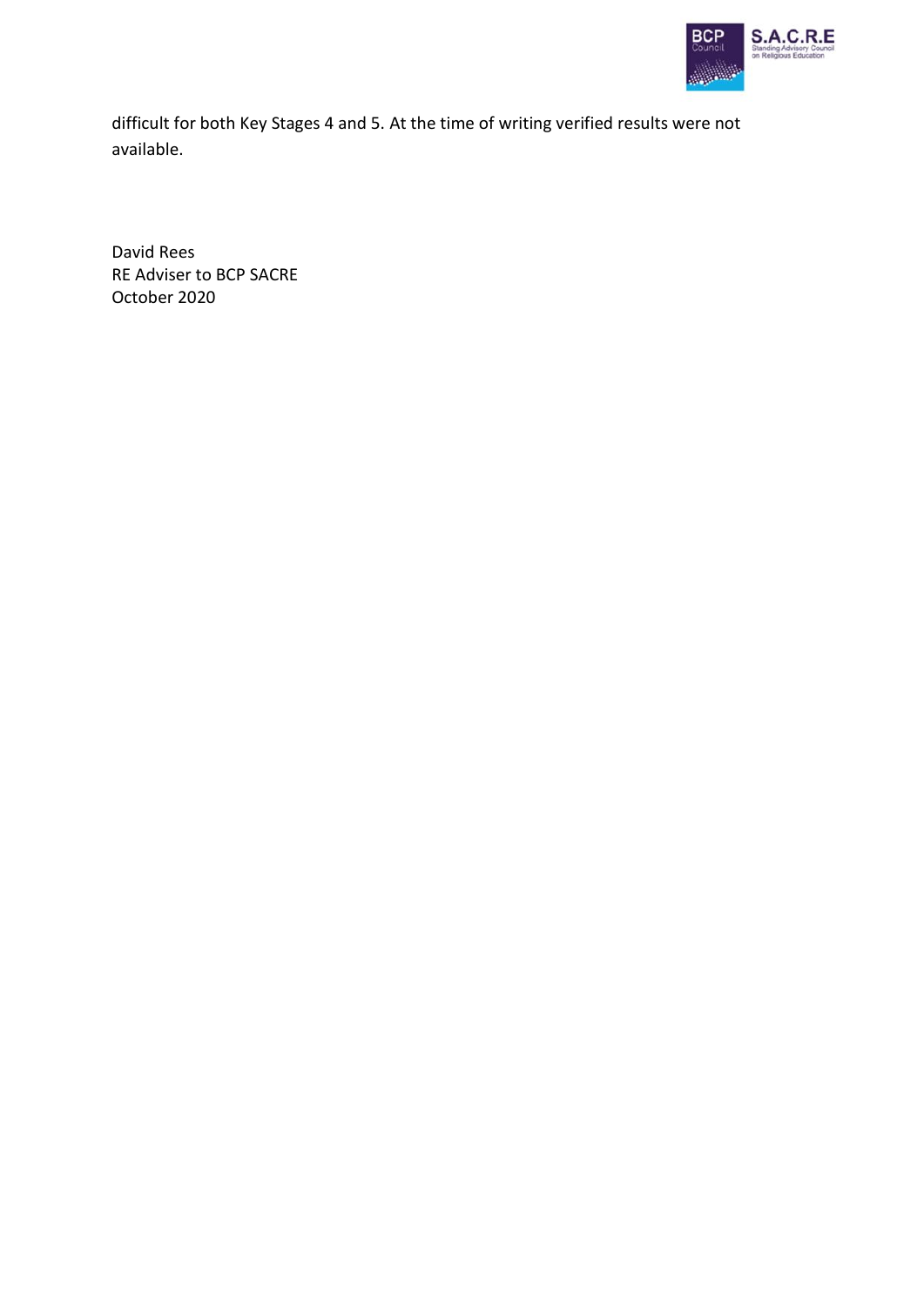difficult for both Key Stages 4 and 5. At the time of writing verified results were not available.

David Rees  
RE Adviser to BCP SACRE  
October 2020